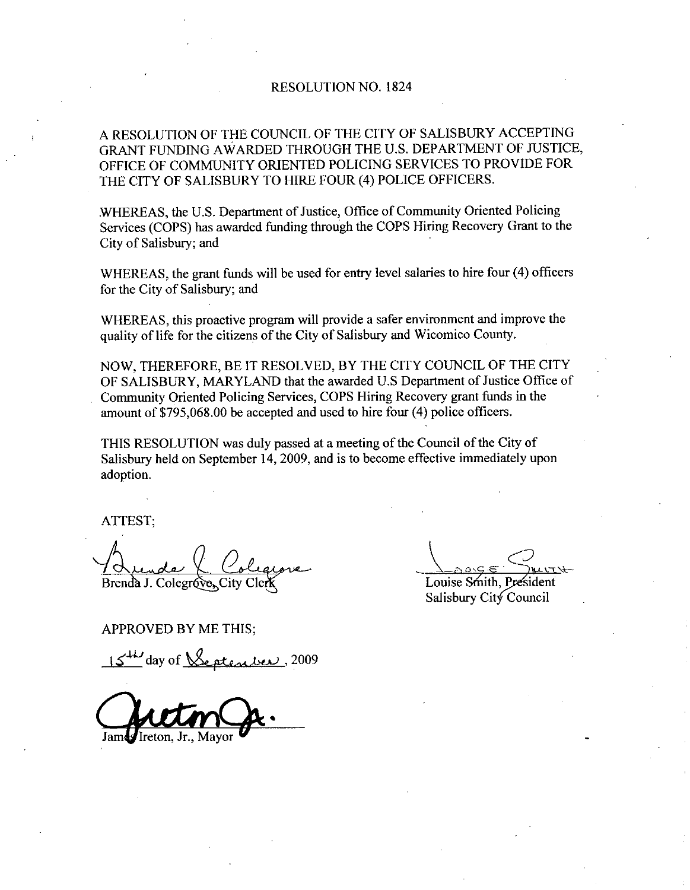# RESOLUTION NO. 1824

A RESOLUTION OF THE COUNCIL OF THE CITY OF SALISBURY ACCEPTING GRANT FUNDING AWARDED THROUGH THE U.S. DEPARTMENT OF JUSTICE, OFFICE OF COMMUNITY ORIENTED POLICING SERVICES TO PROVIDE FOR THE CITY OF SALISBURY TO HIRE FOUR (4) POLICE OFFICERS.

WHEREAS, the U.S. Department of Justice, Office of Community Oriented Policing Services (COPS) has awarded funding through the COPS Hiring Recovery Grant to the City of Salisbury; and

WHEREAS, the grant funds will be used for entry level salaries to hire four (4) officers for the City of Salisbury; and

WHEREAS, this proactive program will provide a safer environment and improve the quality of life for the citizens of the City of Salisbury and Wicomico County.

NOW, THEREFORE, BE IT RESOLVED, BY THE CITY COUNCIL OF THE CITY OF SALISBURY, MARYLAND that the awarded U.S Department of Justice Office of Community Oriented Policing Services, COPS Hiring Recovery grant funds in the amount of $795,068.00 be accepted and used to hire four (4) police officers.

THIS RESOLUTION was duly passed at a meeting of the Council of the City of Salisbury held on September 14, 2009, and is to become effective immediately upon adoption.

ATTEST;

Brenda J. Colegrove, City Clerk

Louise Smith, President
Salisbury City Council

APPROVED BY ME THIS;

15th day of September, 2009

James Ireton, Jr., Mayor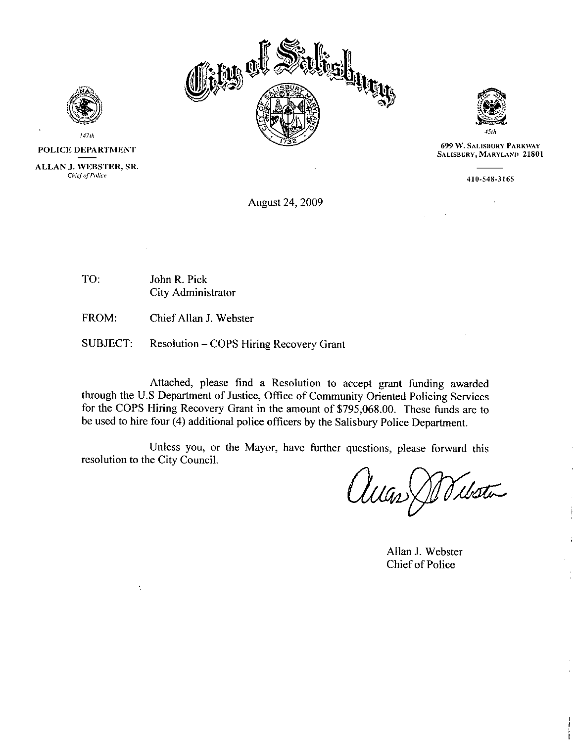# City of Salisbury

147th

**POLICE DEPARTMENT**

**ALLAN J. WEBSTER, SR.**
*Chief of Police*

45th

699 W. SALISBURY PARKWAY
SALISBURY, MARYLAND 21801

410-548-3165

August 24, 2009

TO: John R. Pick
City Administrator

FROM: Chief Allan J. Webster

SUBJECT: Resolution – COPS Hiring Recovery Grant

Attached, please find a Resolution to accept grant funding awarded through the U.S Department of Justice, Office of Community Oriented Policing Services for the COPS Hiring Recovery Grant in the amount of $795,068.00. These funds are to be used to hire four (4) additional police officers by the Salisbury Police Department.

Unless you, or the Mayor, have further questions, please forward this resolution to the City Council.

Allan J. Webster
Chief of Police